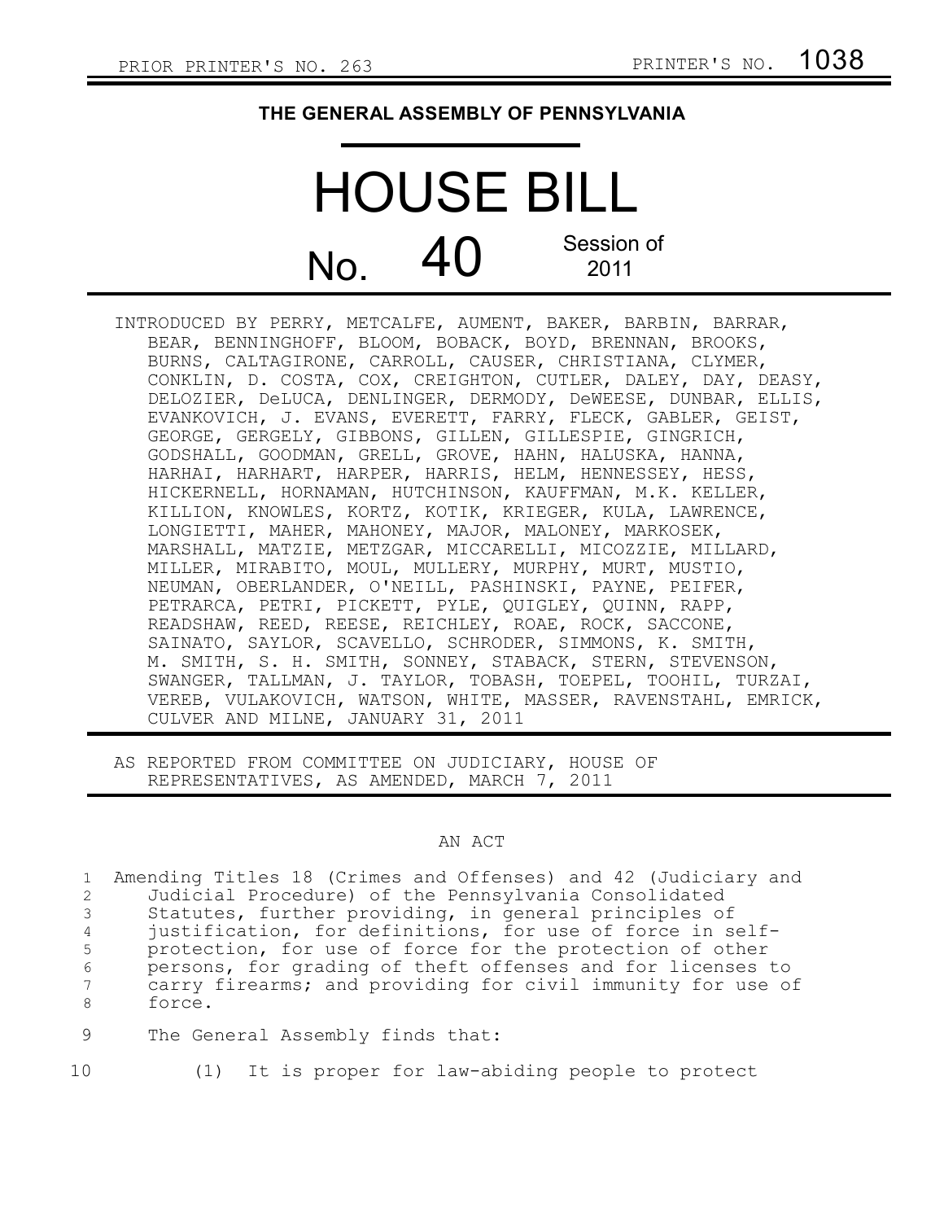PRIOR PRINTER'S NO. 263 PRINTER'S NO. 1038

# THE GENERAL ASSEMBLY OF PENNSYLVANIA

# HOUSE BILL

## No. 40 Session of 2011

INTRODUCED BY PERRY, METCALFE, AUMENT, BAKER, BARBIN, BARRAR, BEAR, BENNINGHOFF, BLOOM, BOBACK, BOYD, BRENNAN, BROOKS, BURNS, CALTAGIRONE, CARROLL, CAUSER, CHRISTIANA, CLYMER, CONKLIN, D. COSTA, COX, CREIGHTON, CUTLER, DALEY, DAY, DEASY, DELOZIER, DeLUCA, DENLINGER, DERMODY, DeWEESE, DUNBAR, ELLIS, EVANKOVICH, J. EVANS, EVERETT, FARRY, FLECK, GABLER, GEIST, GEORGE, GERGELY, GIBBONS, GILLEN, GILLESPIE, GINGRICH, GODSHALL, GOODMAN, GRELL, GROVE, HAHN, HALUSKA, HANNA, HARHAI, HARHART, HARPER, HARRIS, HELM, HENNESSEY, HESS, HICKERNELL, HORNAMAN, HUTCHINSON, KAUFFMAN, M.K. KELLER, KILLION, KNOWLES, KORTZ, KOTIK, KRIEGER, KULA, LAWRENCE, LONGIETTI, MAHER, MAHONEY, MAJOR, MALONEY, MARKOSEK, MARSHALL, MATZIE, METZGAR, MICCARELLI, MICOZZIE, MILLARD, MILLER, MIRABITO, MOUL, MULLERY, MURPHY, MURT, MUSTIO, NEUMAN, OBERLANDER, O'NEILL, PASHINSKI, PAYNE, PEIFER, PETRARCA, PETRI, PICKETT, PYLE, QUIGLEY, QUINN, RAPP, READSHAW, REED, REESE, REICHLEY, ROAE, ROCK, SACCONE, SAINATO, SAYLOR, SCAVELLO, SCHRODER, SIMMONS, K. SMITH, M. SMITH, S. H. SMITH, SONNEY, STABACK, STERN, STEVENSON, SWANGER, TALLMAN, J. TAYLOR, TOBASH, TOEPEL, TOOHIL, TURZAI, VEREB, VULAKOVICH, WATSON, WHITE, MASSER, RAVENSTAHL, EMRICK, CULVER AND MILNE, JANUARY 31, 2011

AS REPORTED FROM COMMITTEE ON JUDICIARY, HOUSE OF REPRESENTATIVES, AS AMENDED, MARCH 7, 2011

AN ACT

1 Amending Titles 18 (Crimes and Offenses) and 42 (Judiciary and
2 Judicial Procedure) of the Pennsylvania Consolidated
3 Statutes, further providing, in general principles of
4 justification, for definitions, for use of force in self-
5 protection, for use of force for the protection of other
6 persons, for grading of theft offenses and for licenses to
7 carry firearms; and providing for civil immunity for use of
8 force.

9 The General Assembly finds that:

10 (1) It is proper for law-abiding people to protect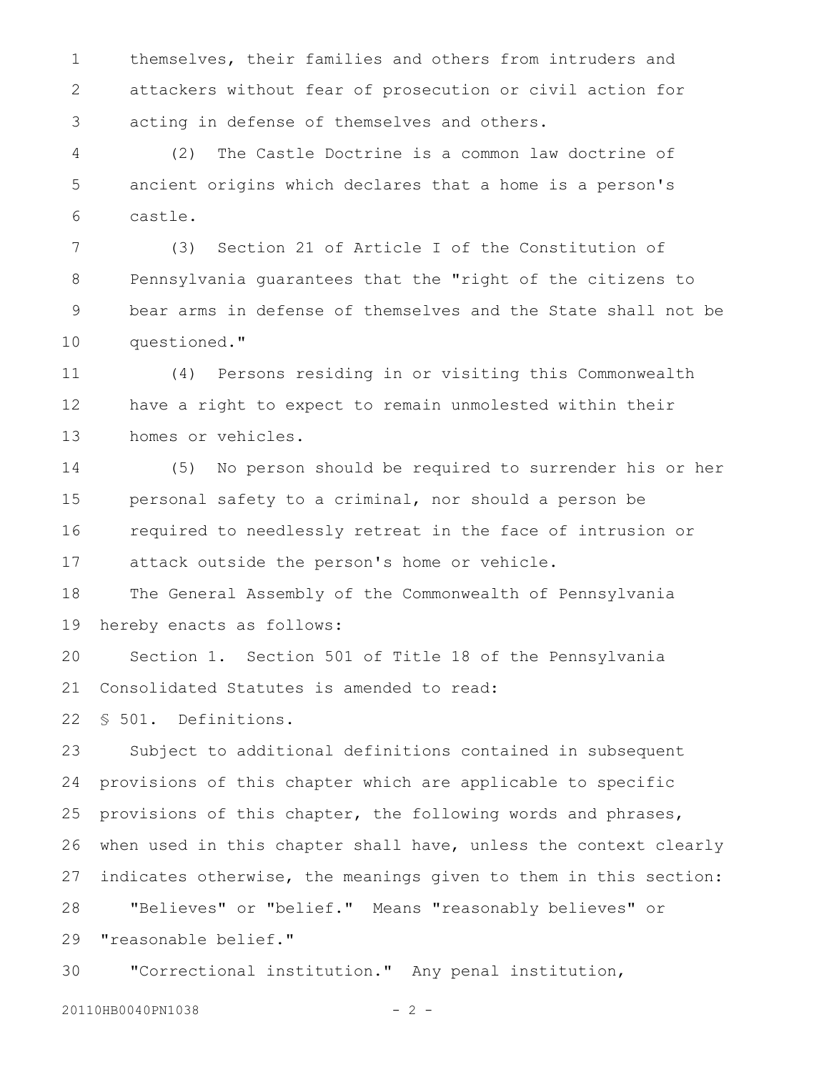themselves, their families and others from intruders and attackers without fear of prosecution or civil action for acting in defense of themselves and others.

(2) The Castle Doctrine is a common law doctrine of ancient origins which declares that a home is a person's castle.

(3) Section 21 of Article I of the Constitution of Pennsylvania guarantees that the "right of the citizens to bear arms in defense of themselves and the State shall not be questioned."

(4) Persons residing in or visiting this Commonwealth have a right to expect to remain unmolested within their homes or vehicles.

(5) No person should be required to surrender his or her personal safety to a criminal, nor should a person be required to needlessly retreat in the face of intrusion or attack outside the person's home or vehicle.

The General Assembly of the Commonwealth of Pennsylvania hereby enacts as follows:

Section 1. Section 501 of Title 18 of the Pennsylvania Consolidated Statutes is amended to read:

§ 501. Definitions.

Subject to additional definitions contained in subsequent provisions of this chapter which are applicable to specific provisions of this chapter, the following words and phrases, when used in this chapter shall have, unless the context clearly indicates otherwise, the meanings given to them in this section:

"Believes" or "belief." Means "reasonably believes" or "reasonable belief."

"Correctional institution." Any penal institution,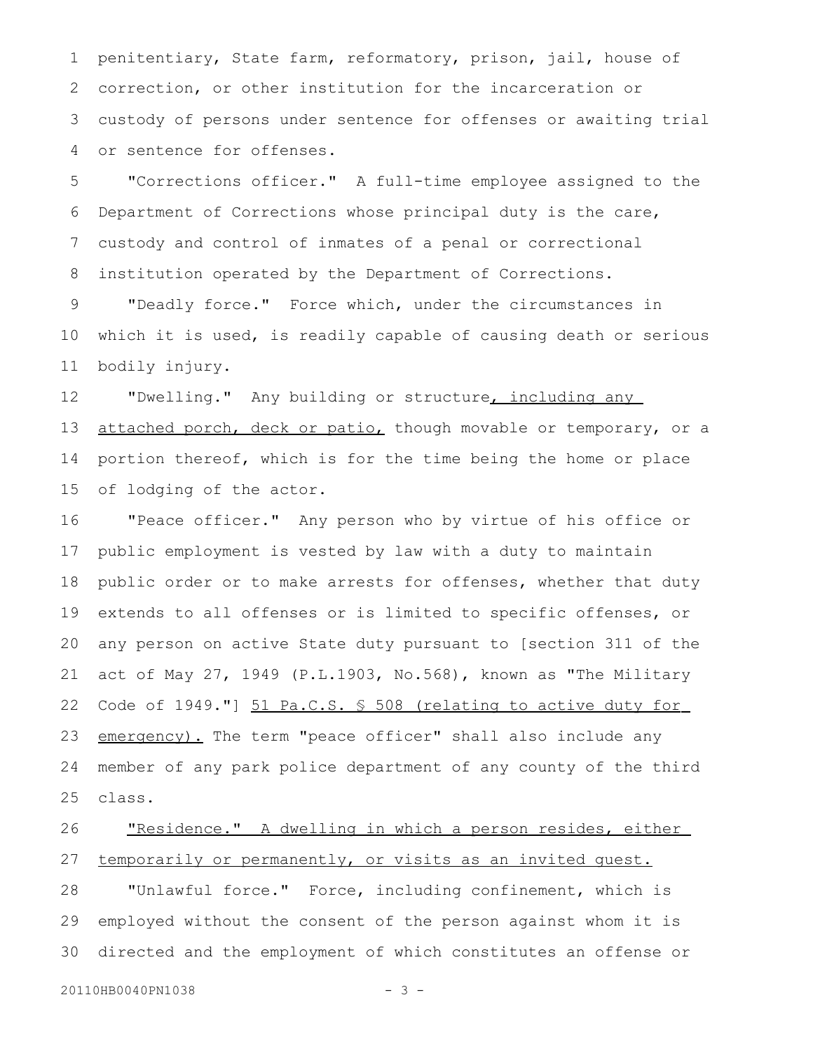penitentiary, State farm, reformatory, prison, jail, house of correction, or other institution for the incarceration or custody of persons under sentence for offenses or awaiting trial or sentence for offenses.

"Corrections officer." A full-time employee assigned to the Department of Corrections whose principal duty is the care, custody and control of inmates of a penal or correctional institution operated by the Department of Corrections.

"Deadly force." Force which, under the circumstances in which it is used, is readily capable of causing death or serious bodily injury.

"Dwelling." Any building or structure, including any attached porch, deck or patio, though movable or temporary, or a portion thereof, which is for the time being the home or place of lodging of the actor.

"Peace officer." Any person who by virtue of his office or public employment is vested by law with a duty to maintain public order or to make arrests for offenses, whether that duty extends to all offenses or is limited to specific offenses, or any person on active State duty pursuant to [section 311 of the act of May 27, 1949 (P.L.1903, No.568), known as "The Military Code of 1949."] 51 Pa.C.S. § 508 (relating to active duty for emergency). The term "peace officer" shall also include any member of any park police department of any county of the third class.

"Residence." A dwelling in which a person resides, either temporarily or permanently, or visits as an invited guest.

"Unlawful force." Force, including confinement, which is employed without the consent of the person against whom it is directed and the employment of which constitutes an offense or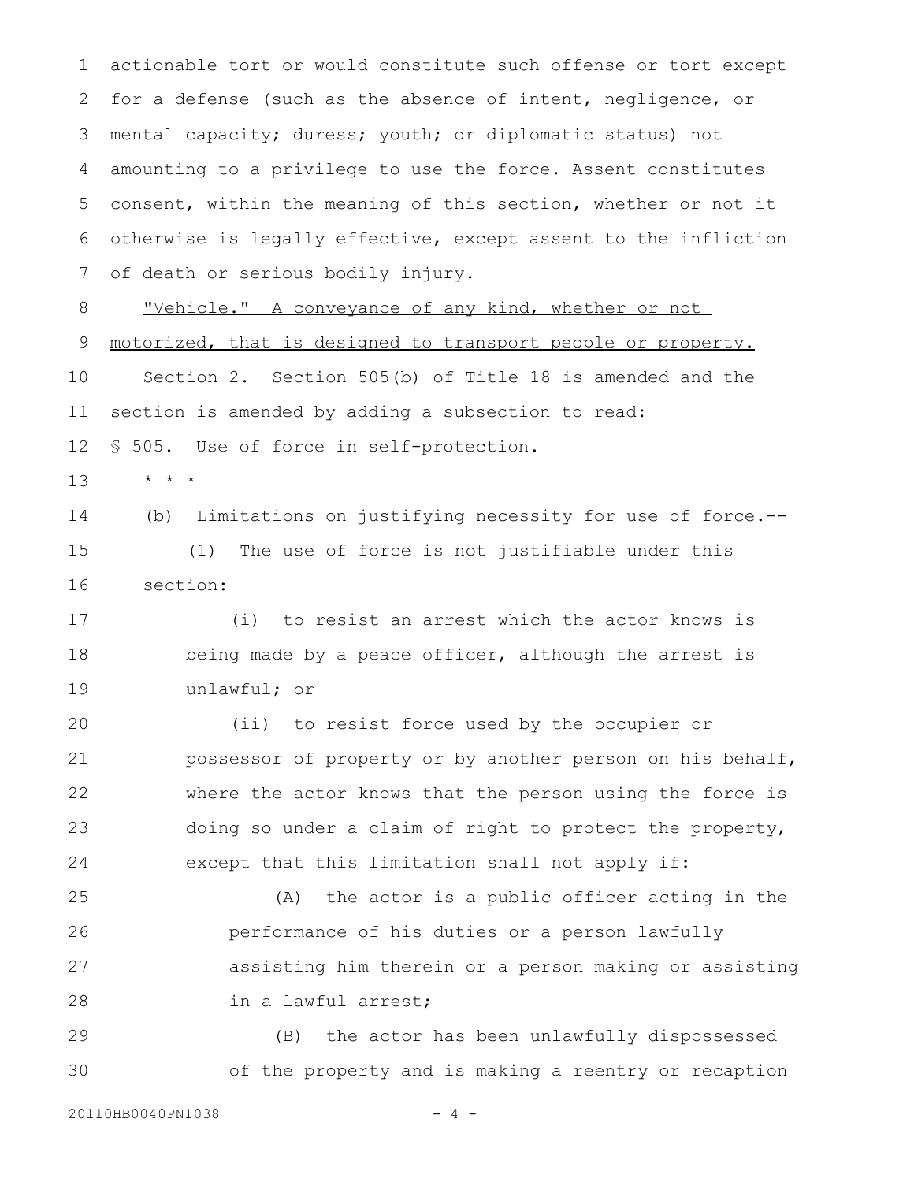actionable tort or would constitute such offense or tort except for a defense (such as the absence of intent, negligence, or mental capacity; duress; youth; or diplomatic status) not amounting to a privilege to use the force. Assent constitutes consent, within the meaning of this section, whether or not it otherwise is legally effective, except assent to the infliction of death or serious bodily injury.

<u>"Vehicle." A conveyance of any kind, whether or not motorized, that is designed to transport people or property.</u>

Section 2. Section 505(b) of Title 18 is amended and the section is amended by adding a subsection to read:

§ 505. Use of force in self-protection.

* * *

(b) Limitations on justifying necessity for use of force.--

(1) The use of force is not justifiable under this section:

(i) to resist an arrest which the actor knows is being made by a peace officer, although the arrest is unlawful; or

(ii) to resist force used by the occupier or possessor of property or by another person on his behalf, where the actor knows that the person using the force is doing so under a claim of right to protect the property, except that this limitation shall not apply if:

(A) the actor is a public officer acting in the performance of his duties or a person lawfully assisting him therein or a person making or assisting in a lawful arrest;

(B) the actor has been unlawfully dispossessed of the property and is making a reentry or recaption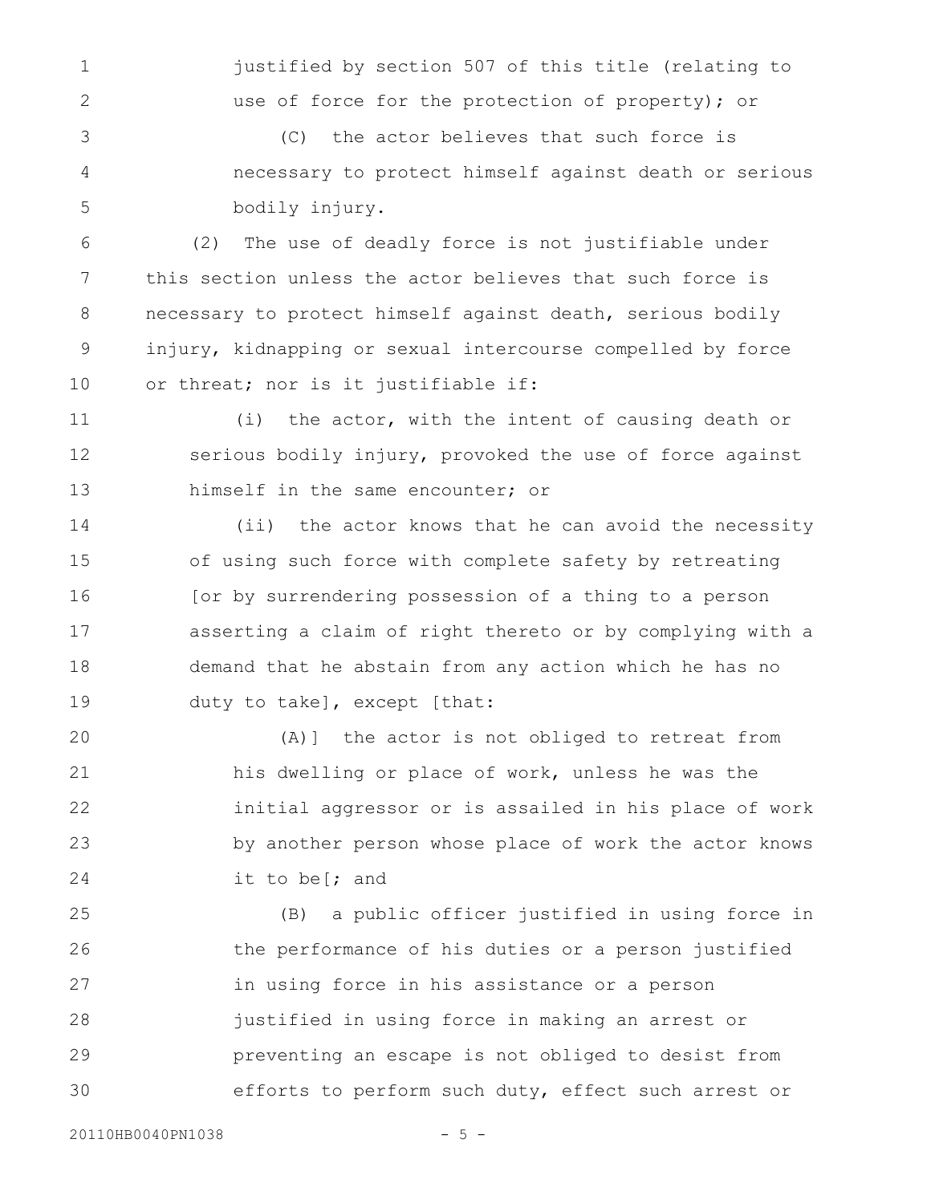justified by section 507 of this title (relating to use of force for the protection of property); or

(C) the actor believes that such force is necessary to protect himself against death or serious bodily injury.

(2) The use of deadly force is not justifiable under this section unless the actor believes that such force is necessary to protect himself against death, serious bodily injury, kidnapping or sexual intercourse compelled by force or threat; nor is it justifiable if:

(i) the actor, with the intent of causing death or serious bodily injury, provoked the use of force against himself in the same encounter; or

(ii) the actor knows that he can avoid the necessity of using such force with complete safety by retreating [or by surrendering possession of a thing to a person asserting a claim of right thereto or by complying with a demand that he abstain from any action which he has no duty to take], except [that:

(A)] the actor is not obliged to retreat from his dwelling or place of work, unless he was the initial aggressor or is assailed in his place of work by another person whose place of work the actor knows it to be[; and

(B) a public officer justified in using force in the performance of his duties or a person justified in using force in his assistance or a person justified in using force in making an arrest or preventing an escape is not obliged to desist from efforts to perform such duty, effect such arrest or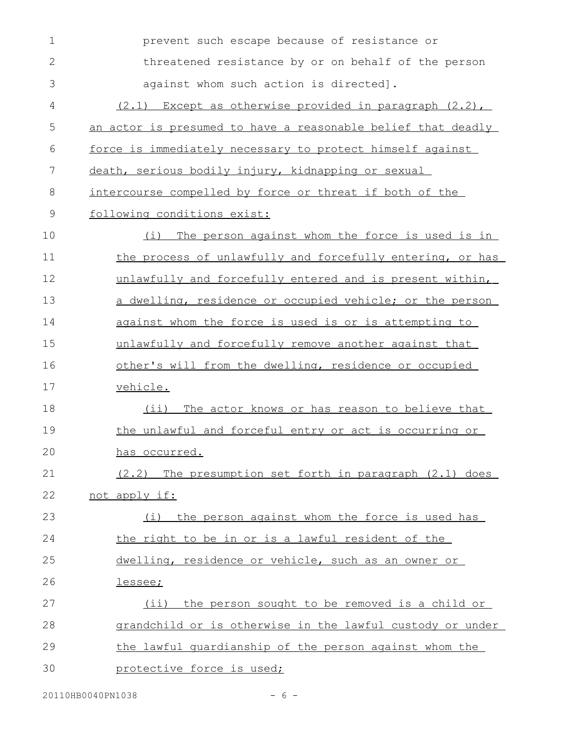prevent such escape because of resistance or threatened resistance by or on behalf of the person against whom such action is directed].

(2.1) Except as otherwise provided in paragraph (2.2), an actor is presumed to have a reasonable belief that deadly force is immediately necessary to protect himself against death, serious bodily injury, kidnapping or sexual intercourse compelled by force or threat if both of the following conditions exist:

(i) The person against whom the force is used is in the process of unlawfully and forcefully entering, or has unlawfully and forcefully entered and is present within, a dwelling, residence or occupied vehicle; or the person against whom the force is used is or is attempting to unlawfully and forcefully remove another against that other's will from the dwelling, residence or occupied vehicle.

(ii) The actor knows or has reason to believe that the unlawful and forceful entry or act is occurring or has occurred.

(2.2) The presumption set forth in paragraph (2.1) does not apply if:

(i) the person against whom the force is used has the right to be in or is a lawful resident of the dwelling, residence or vehicle, such as an owner or lessee;

(ii) the person sought to be removed is a child or grandchild or is otherwise in the lawful custody or under the lawful guardianship of the person against whom the protective force is used;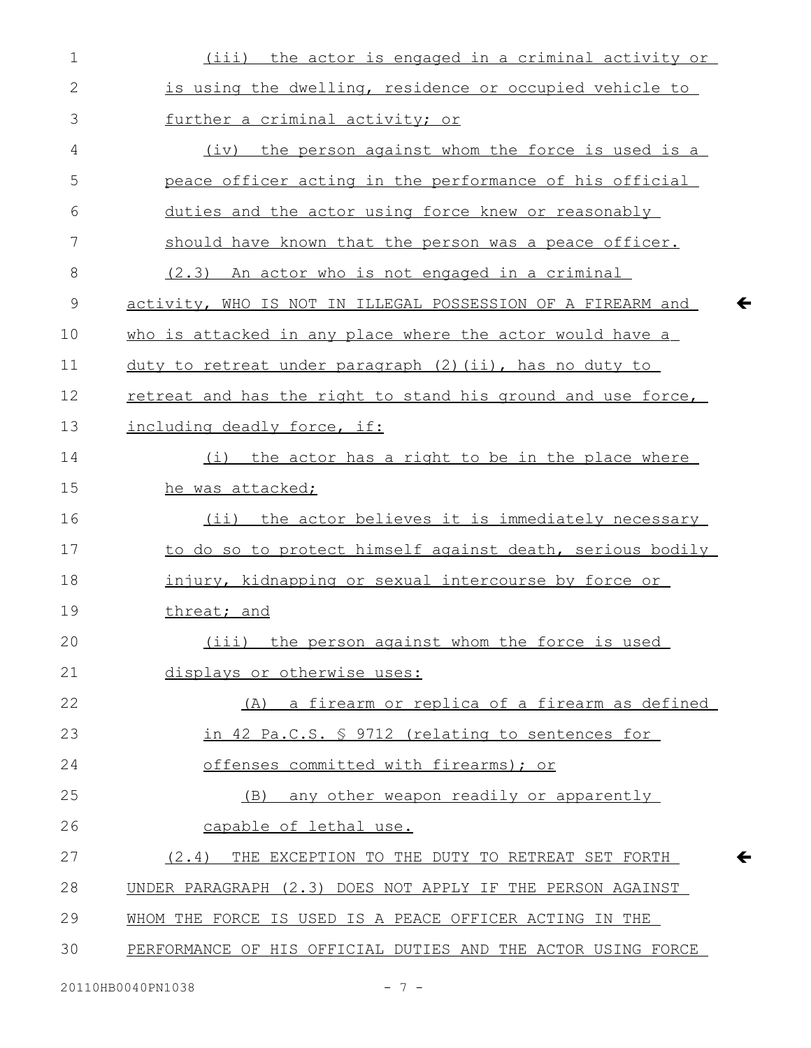(iii) the actor is engaged in a criminal activity or is using the dwelling, residence or occupied vehicle to further a criminal activity; or

(iv) the person against whom the force is used is a peace officer acting in the performance of his official duties and the actor using force knew or reasonably should have known that the person was a peace officer.

(2.3) An actor who is not engaged in a criminal activity, WHO IS NOT IN ILLEGAL POSSESSION OF A FIREARM and who is attacked in any place where the actor would have a duty to retreat under paragraph (2)(ii), has no duty to retreat and has the right to stand his ground and use force, including deadly force, if:

(i) the actor has a right to be in the place where he was attacked;

(ii) the actor believes it is immediately necessary to do so to protect himself against death, serious bodily injury, kidnapping or sexual intercourse by force or threat; and

(iii) the person against whom the force is used displays or otherwise uses:

(A) a firearm or replica of a firearm as defined in 42 Pa.C.S. § 9712 (relating to sentences for offenses committed with firearms); or

(B) any other weapon readily or apparently capable of lethal use.

(2.4) THE EXCEPTION TO THE DUTY TO RETREAT SET FORTH UNDER PARAGRAPH (2.3) DOES NOT APPLY IF THE PERSON AGAINST WHOM THE FORCE IS USED IS A PEACE OFFICER ACTING IN THE PERFORMANCE OF HIS OFFICIAL DUTIES AND THE ACTOR USING FORCE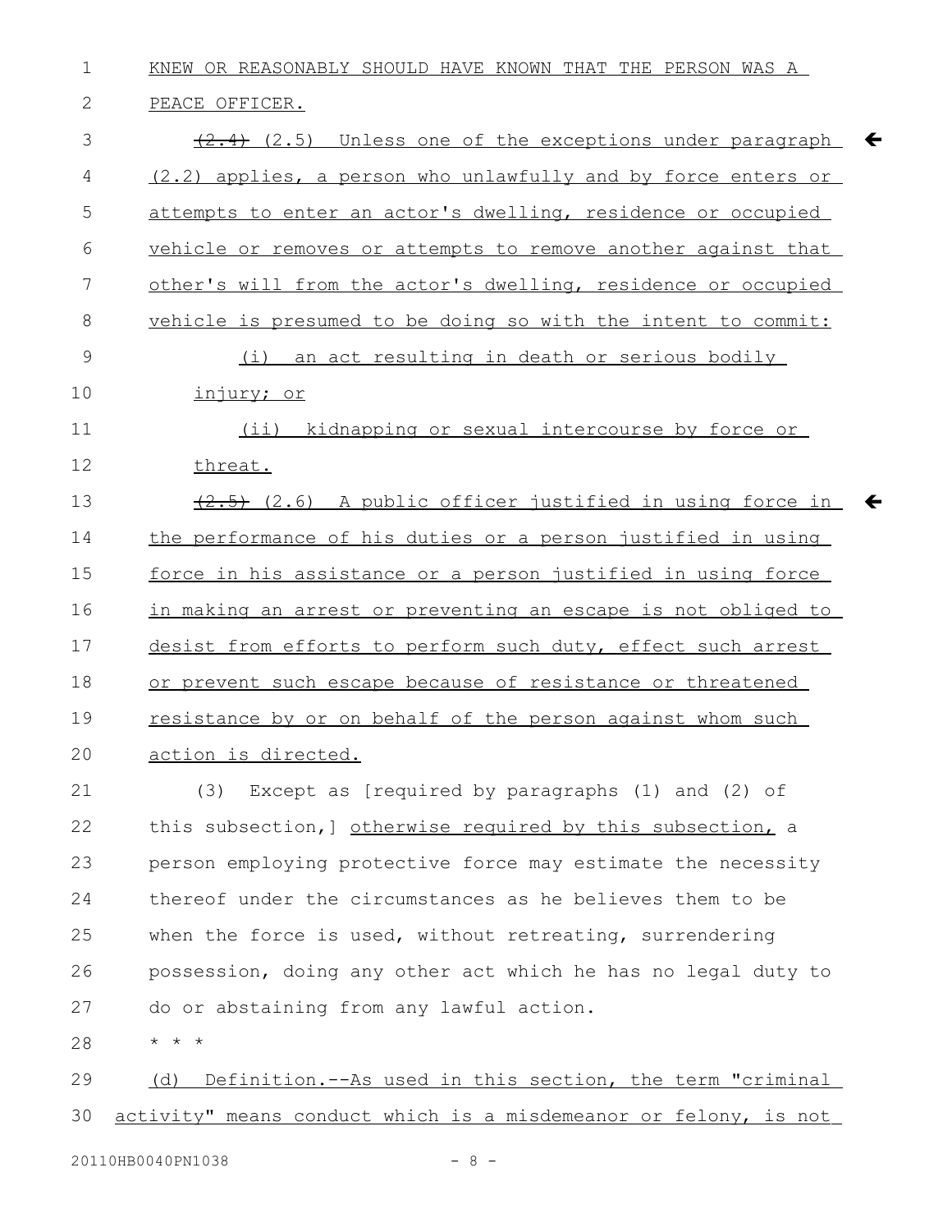KNEW OR REASONABLY SHOULD HAVE KNOWN THAT THE PERSON WAS A PEACE OFFICER.

~~(2.4)~~ (2.5) Unless one of the exceptions under paragraph (2.2) applies, a person who unlawfully and by force enters or attempts to enter an actor's dwelling, residence or occupied vehicle or removes or attempts to remove another against that other's will from the actor's dwelling, residence or occupied vehicle is presumed to be doing so with the intent to commit:

(i) an act resulting in death or serious bodily injury; or

(ii) kidnapping or sexual intercourse by force or threat.

~~(2.5)~~ (2.6) A public officer justified in using force in the performance of his duties or a person justified in using force in his assistance or a person justified in using force in making an arrest or preventing an escape is not obliged to desist from efforts to perform such duty, effect such arrest or prevent such escape because of resistance or threatened resistance by or on behalf of the person against whom such action is directed.

(3) Except as [required by paragraphs (1) and (2) of this subsection,] otherwise required by this subsection, a person employing protective force may estimate the necessity thereof under the circumstances as he believes them to be when the force is used, without retreating, surrendering possession, doing any other act which he has no legal duty to do or abstaining from any lawful action.

* * *

(d) Definition.--As used in this section, the term "criminal activity" means conduct which is a misdemeanor or felony, is not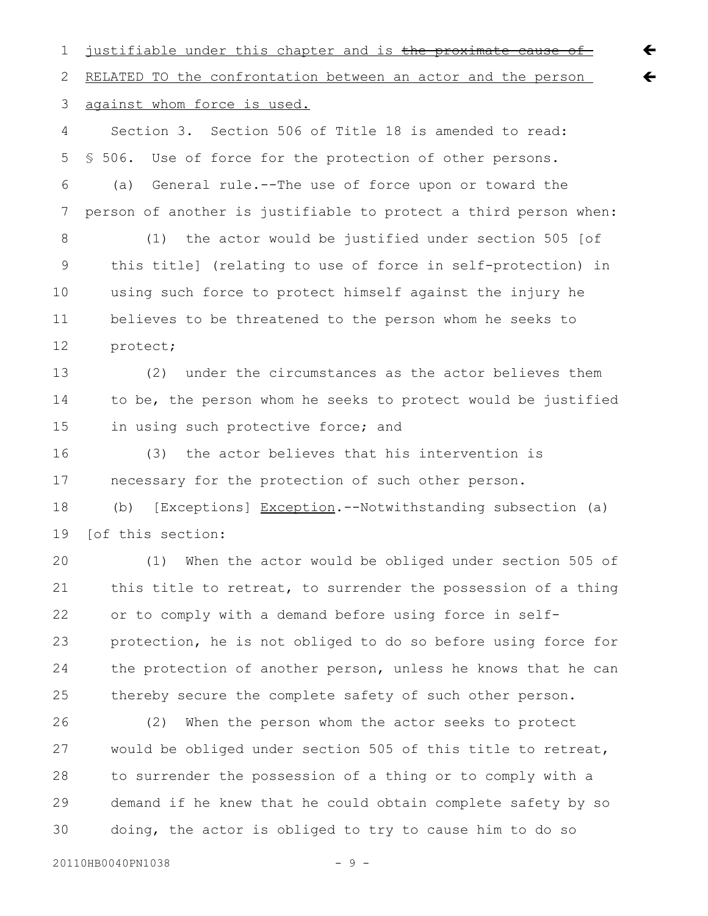justifiable under this chapter and is ~~the proximate cause of~~ RELATED TO the confrontation between an actor and the person against whom force is used.

Section 3. Section 506 of Title 18 is amended to read:

§ 506. Use of force for the protection of other persons.

(a) General rule.--The use of force upon or toward the person of another is justifiable to protect a third person when:

(1) the actor would be justified under section 505 [of this title] (relating to use of force in self-protection) in using such force to protect himself against the injury he believes to be threatened to the person whom he seeks to protect;

(2) under the circumstances as the actor believes them to be, the person whom he seeks to protect would be justified in using such protective force; and

(3) the actor believes that his intervention is necessary for the protection of such other person.

(b) [Exceptions] Exception.--Notwithstanding subsection (a) [of this section:

(1) When the actor would be obliged under section 505 of this title to retreat, to surrender the possession of a thing or to comply with a demand before using force in self-protection, he is not obliged to do so before using force for the protection of another person, unless he knows that he can thereby secure the complete safety of such other person.

(2) When the person whom the actor seeks to protect would be obliged under section 505 of this title to retreat, to surrender the possession of a thing or to comply with a demand if he knew that he could obtain complete safety by so doing, the actor is obliged to try to cause him to do so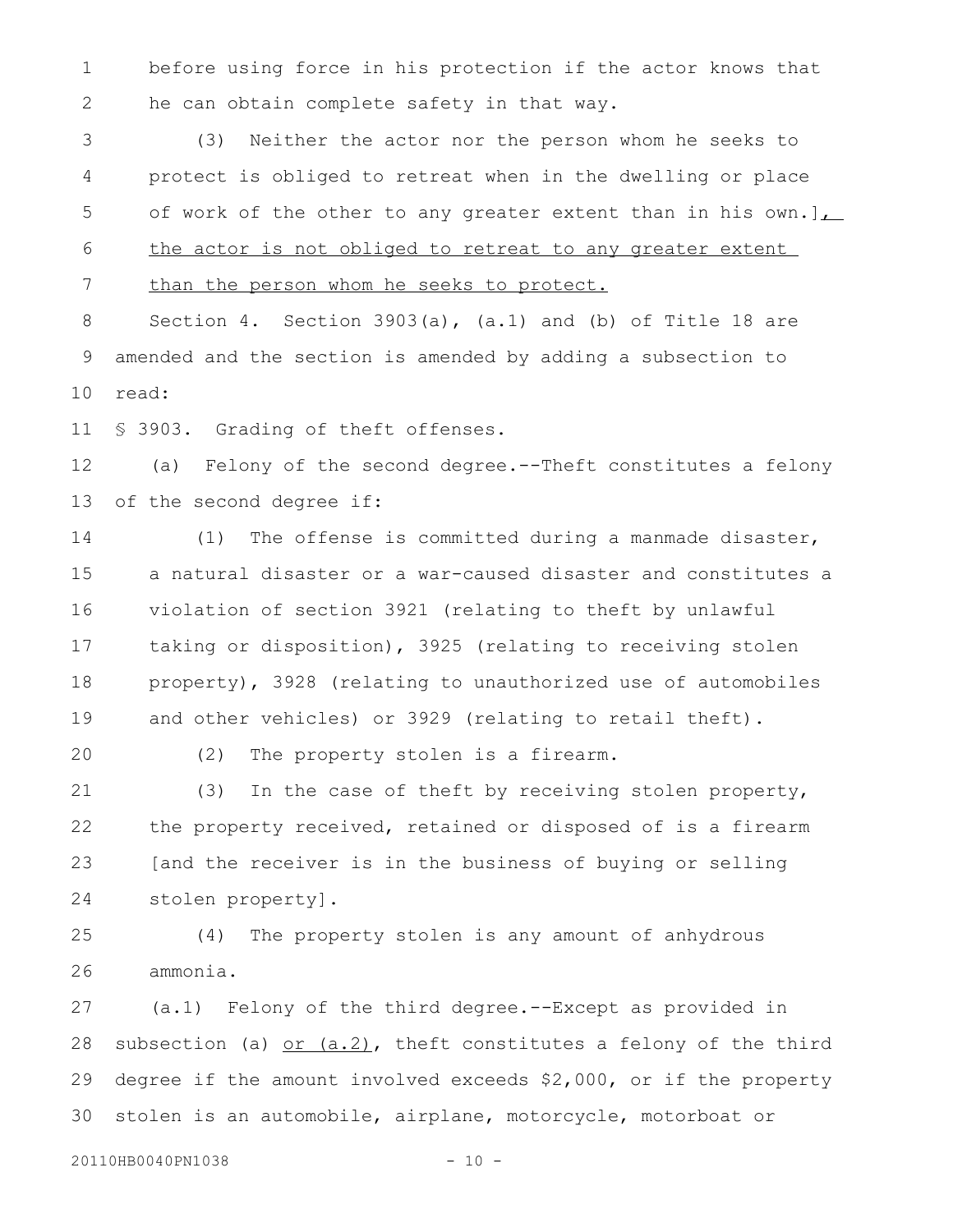before using force in his protection if the actor knows that he can obtain complete safety in that way.

(3) Neither the actor nor the person whom he seeks to protect is obliged to retreat when in the dwelling or place of work of the other to any greater extent than in his own.], the actor is not obliged to retreat to any greater extent than the person whom he seeks to protect.

Section 4. Section 3903(a), (a.1) and (b) of Title 18 are amended and the section is amended by adding a subsection to read:

§ 3903. Grading of theft offenses.

(a) Felony of the second degree.--Theft constitutes a felony of the second degree if:

(1) The offense is committed during a manmade disaster, a natural disaster or a war-caused disaster and constitutes a violation of section 3921 (relating to theft by unlawful taking or disposition), 3925 (relating to receiving stolen property), 3928 (relating to unauthorized use of automobiles and other vehicles) or 3929 (relating to retail theft).

(2) The property stolen is a firearm.

(3) In the case of theft by receiving stolen property, the property received, retained or disposed of is a firearm [and the receiver is in the business of buying or selling stolen property].

(4) The property stolen is any amount of anhydrous ammonia.

(a.1) Felony of the third degree.--Except as provided in subsection (a) or (a.2), theft constitutes a felony of the third degree if the amount involved exceeds $2,000, or if the property stolen is an automobile, airplane, motorcycle, motorboat or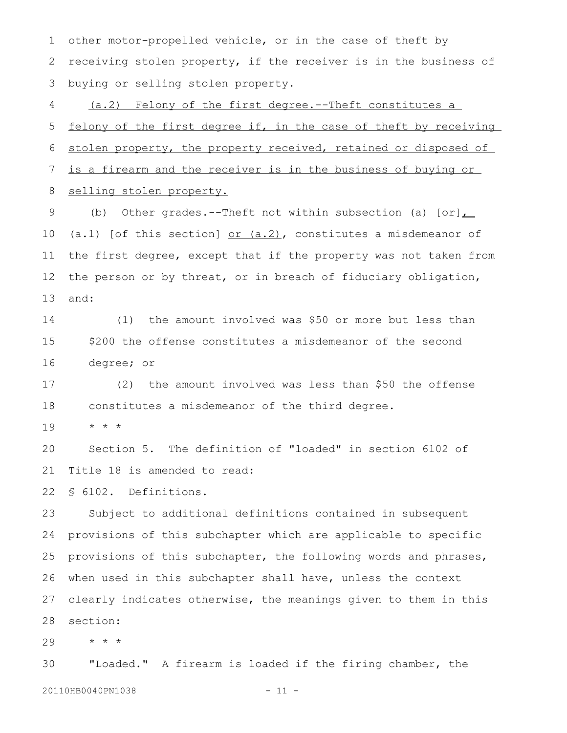other motor-propelled vehicle, or in the case of theft by receiving stolen property, if the receiver is in the business of buying or selling stolen property.

<u>(a.2) Felony of the first degree.--Theft constitutes a felony of the first degree if, in the case of theft by receiving stolen property, the property received, retained or disposed of is a firearm and the receiver is in the business of buying or selling stolen property.</u>

(b) Other grades.--Theft not within subsection (a) [or]<u>,</u> (a.1) [of this section] <u>or (a.2)</u>, constitutes a misdemeanor of the first degree, except that if the property was not taken from the person or by threat, or in breach of fiduciary obligation, and:

(1) the amount involved was $50 or more but less than $200 the offense constitutes a misdemeanor of the second degree; or

(2) the amount involved was less than $50 the offense constitutes a misdemeanor of the third degree.

* * *

Section 5. The definition of "loaded" in section 6102 of Title 18 is amended to read:

§ 6102. Definitions.

Subject to additional definitions contained in subsequent provisions of this subchapter which are applicable to specific provisions of this subchapter, the following words and phrases, when used in this subchapter shall have, unless the context clearly indicates otherwise, the meanings given to them in this section:

* * *

"Loaded." A firearm is loaded if the firing chamber, the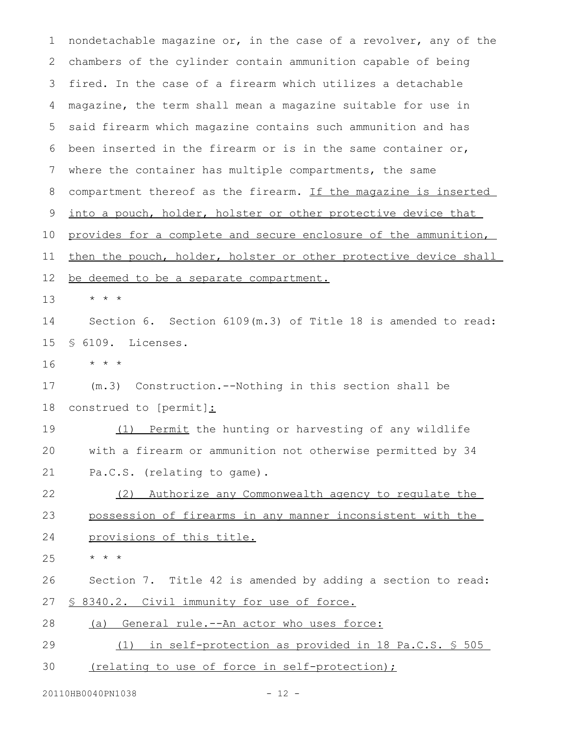nondetachable magazine or, in the case of a revolver, any of the chambers of the cylinder contain ammunition capable of being fired. In the case of a firearm which utilizes a detachable magazine, the term shall mean a magazine suitable for use in said firearm which magazine contains such ammunition and has been inserted in the firearm or is in the same container or, where the container has multiple compartments, the same compartment thereof as the firearm. <u>If the magazine is inserted into a pouch, holder, holster or other protective device that provides for a complete and secure enclosure of the ammunition, then the pouch, holder, holster or other protective device shall be deemed to be a separate compartment.</u>

* * *

Section 6. Section 6109(m.3) of Title 18 is amended to read:

§ 6109. Licenses.

* * *

(m.3) Construction.--Nothing in this section shall be construed to [permit]<u>:</u>

<u>(1) Permit</u> the hunting or harvesting of any wildlife with a firearm or ammunition not otherwise permitted by 34 Pa.C.S. (relating to game).

<u>(2) Authorize any Commonwealth agency to regulate the possession of firearms in any manner inconsistent with the provisions of this title.</u>

* * *

Section 7. Title 42 is amended by adding a section to read:

<u>§ 8340.2. Civil immunity for use of force.</u>

<u>(a) General rule.--An actor who uses force:</u>

<u>(1) in self-protection as provided in 18 Pa.C.S. § 505 (relating to use of force in self-protection);</u>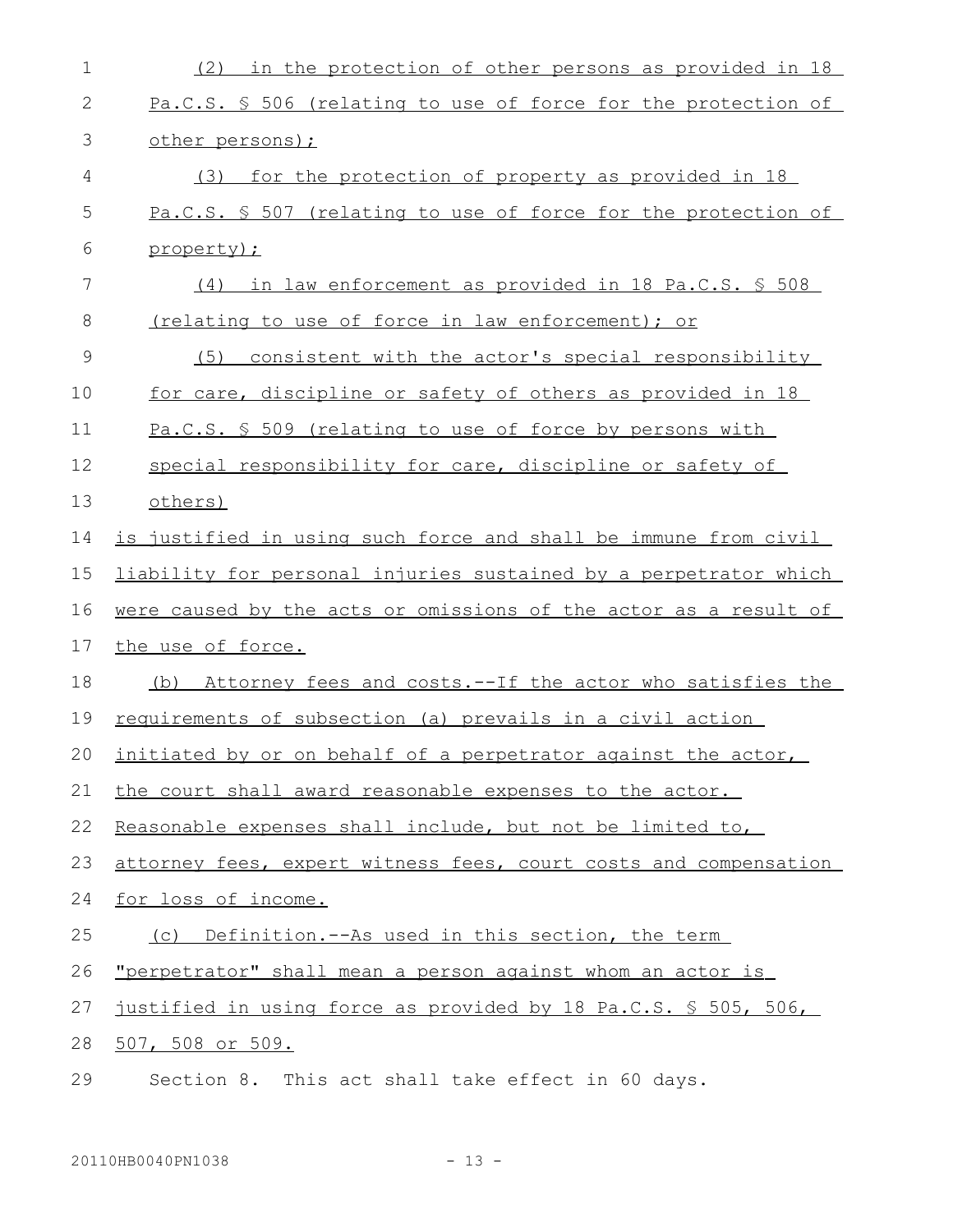(2) in the protection of other persons as provided in 18 Pa.C.S. § 506 (relating to use of force for the protection of other persons);

(3) for the protection of property as provided in 18 Pa.C.S. § 507 (relating to use of force for the protection of property);

(4) in law enforcement as provided in 18 Pa.C.S. § 508 (relating to use of force in law enforcement); or

(5) consistent with the actor's special responsibility for care, discipline or safety of others as provided in 18 Pa.C.S. § 509 (relating to use of force by persons with special responsibility for care, discipline or safety of others)

is justified in using such force and shall be immune from civil liability for personal injuries sustained by a perpetrator which were caused by the acts or omissions of the actor as a result of the use of force.

(b) Attorney fees and costs.--If the actor who satisfies the requirements of subsection (a) prevails in a civil action initiated by or on behalf of a perpetrator against the actor, the court shall award reasonable expenses to the actor. Reasonable expenses shall include, but not be limited to, attorney fees, expert witness fees, court costs and compensation for loss of income.

(c) Definition.--As used in this section, the term "perpetrator" shall mean a person against whom an actor is justified in using force as provided by 18 Pa.C.S. § 505, 506, 507, 508 or 509.

Section 8. This act shall take effect in 60 days.